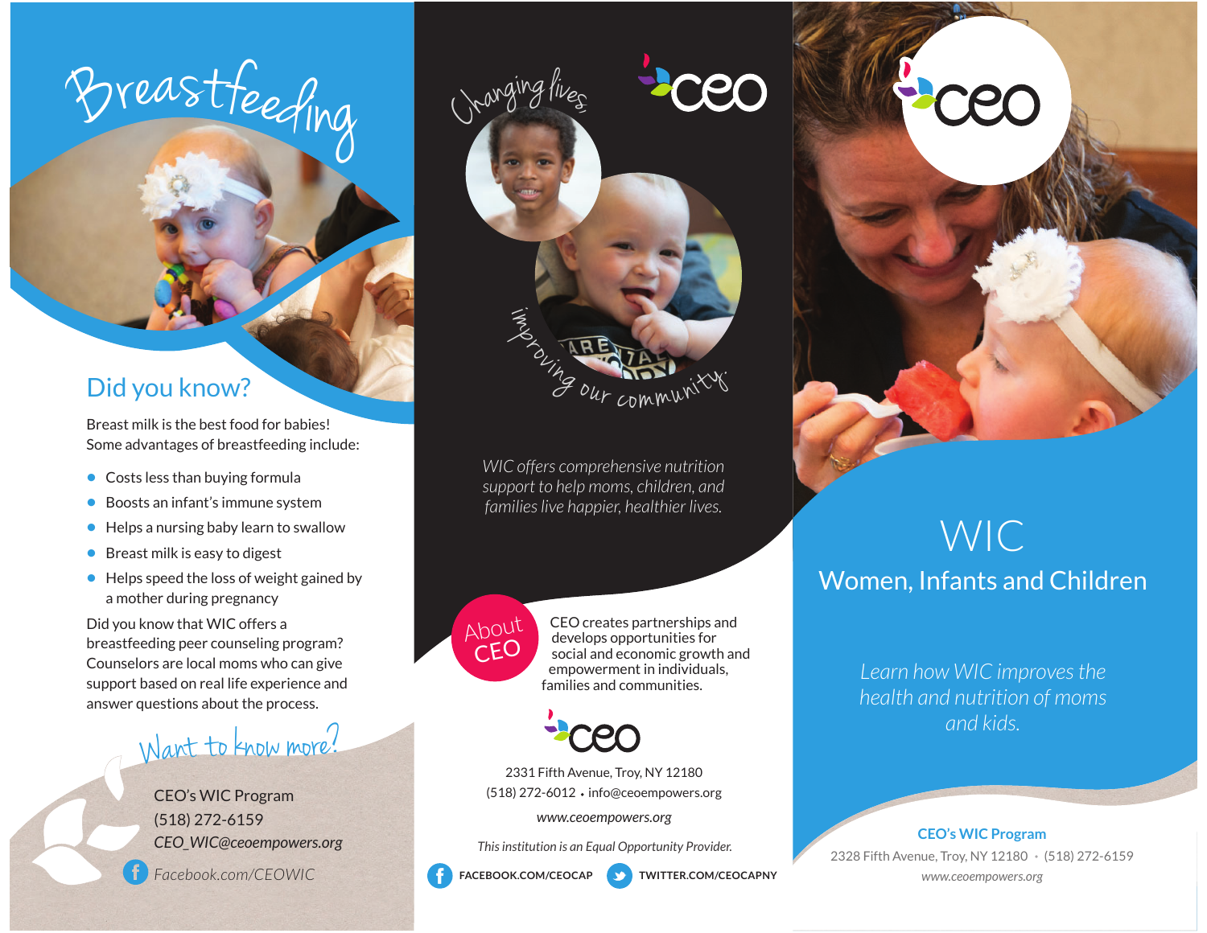# Breastfeeding

## Did you know?

Breast milk is the best food for babies!
Some advantages of breastfeeding include:

- Costs less than buying formula
- Boosts an infant's immune system
- Helps a nursing baby learn to swallow
- Breast milk is easy to digest
- Helps speed the loss of weight gained by a mother during pregnancy

Did you know that WIC offers a breastfeeding peer counseling program? Counselors are local moms who can give support based on real life experience and answer questions about the process.

## Want to know more?

CEO's WIC Program
(518) 272-6159
*CEO_WIC@ceoempowers.org*
*Facebook.com/CEOWIC*

Changing lives, improving our community.

*WIC offers comprehensive nutrition support to help moms, children, and families live happier, healthier lives.*

## About CEO

CEO creates partnerships and develops opportunities for social and economic growth and empowerment in individuals, families and communities.

ceo

2331 Fifth Avenue, Troy, NY 12180
(518) 272-6012 • info@ceoempowers.org
*www.ceoempowers.org*

*This institution is an Equal Opportunity Provider.*

FACEBOOK.COM/CEOCAP TWITTER.COM/CEOCAPNY

ceo

# WIC

## Women, Infants and Children

*Learn how WIC improves the health and nutrition of moms and kids.*

**CEO's WIC Program**
2328 Fifth Avenue, Troy, NY 12180 • (518) 272-6159
*www.ceoempowers.org*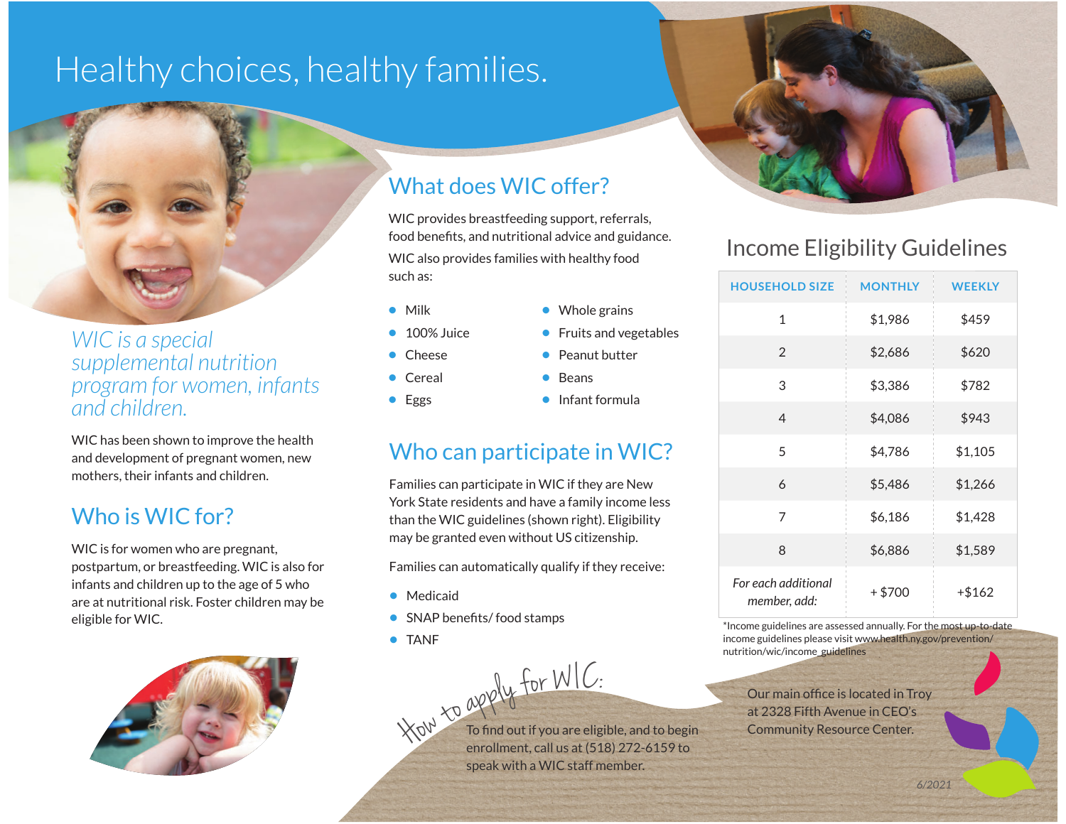# Healthy choices, healthy families.

*WIC is a special supplemental nutrition program for women, infants and children.*

WIC has been shown to improve the health and development of pregnant women, new mothers, their infants and children.

## Who is WIC for?

WIC is for women who are pregnant, postpartum, or breastfeeding. WIC is also for infants and children up to the age of 5 who are at nutritional risk. Foster children may be eligible for WIC.

## What does WIC offer?

WIC provides breastfeeding support, referrals, food benefits, and nutritional advice and guidance.

WIC also provides families with healthy food such as:

- Milk
- 100% Juice
- Cheese
- Cereal
- Eggs
- Whole grains
- Fruits and vegetables
- Peanut butter
- Beans
- Infant formula

## Who can participate in WIC?

Families can participate in WIC if they are New York State residents and have a family income less than the WIC guidelines (shown right). Eligibility may be granted even without US citizenship.

Families can automatically qualify if they receive:

- Medicaid
- SNAP benefits/ food stamps
- TANF

## How to apply for WIC:

To find out if you are eligible, and to begin enrollment, call us at (518) 272-6159 to speak with a WIC staff member.

## Income Eligibility Guidelines

| HOUSEHOLD SIZE | MONTHLY | WEEKLY |
|---|---|---|
| 1 | $1,986 | $459 |
| 2 | $2,686 | $620 |
| 3 | $3,386 | $782 |
| 4 | $4,086 | $943 |
| 5 | $4,786 | $1,105 |
| 6 | $5,486 | $1,266 |
| 7 | $6,186 | $1,428 |
| 8 | $6,886 | $1,589 |
| *For each additional member, add:* | + $700 | +$162 |

*Income guidelines are assessed annually. For the most up-to-date income guidelines please visit www.health.ny.gov/prevention/nutrition/wic/income_guidelines

Our main office is located in Troy at 2328 Fifth Avenue in CEO's Community Resource Center.

*6/2021*